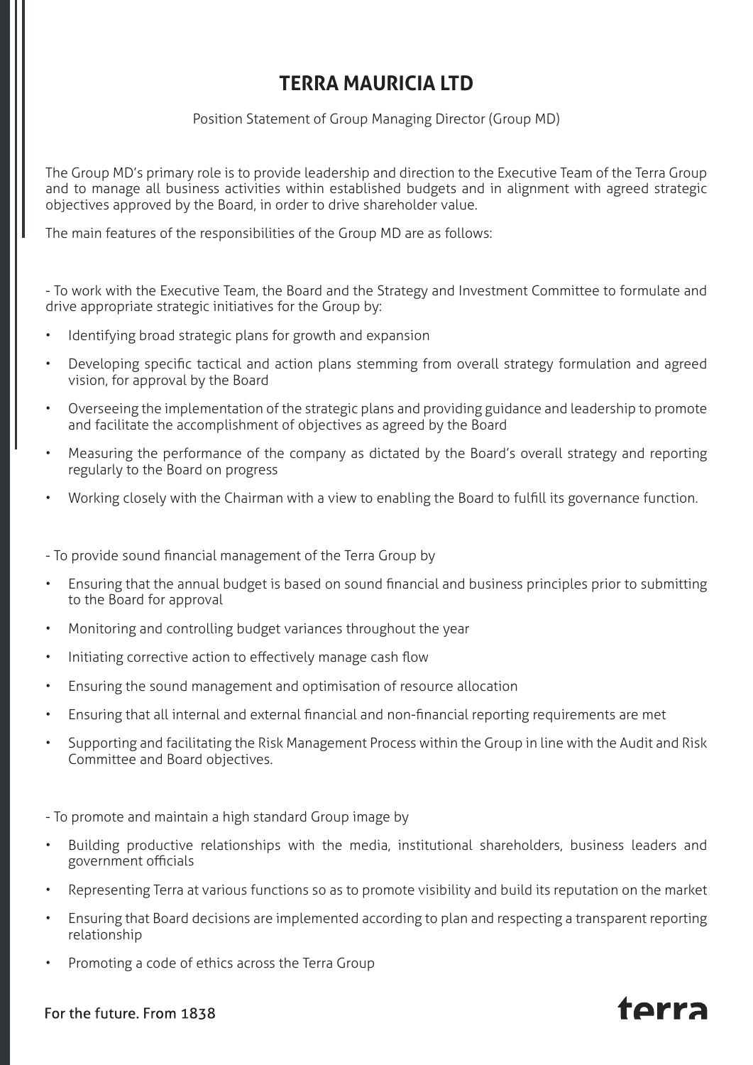# TERRA MAURICIA LTD

Position Statement of Group Managing Director (Group MD)

The Group MD's primary role is to provide leadership and direction to the Executive Team of the Terra Group and to manage all business activities within established budgets and in alignment with agreed strategic objectives approved by the Board, in order to drive shareholder value.

The main features of the responsibilities of the Group MD are as follows:

- To work with the Executive Team, the Board and the Strategy and Investment Committee to formulate and drive appropriate strategic initiatives for the Group by:

  - Identifying broad strategic plans for growth and expansion
  - Developing specific tactical and action plans stemming from overall strategy formulation and agreed vision, for approval by the Board
  - Overseeing the implementation of the strategic plans and providing guidance and leadership to promote and facilitate the accomplishment of objectives as agreed by the Board
  - Measuring the performance of the company as dictated by the Board's overall strategy and reporting regularly to the Board on progress
  - Working closely with the Chairman with a view to enabling the Board to fulfill its governance function.

- To provide sound financial management of the Terra Group by

  - Ensuring that the annual budget is based on sound financial and business principles prior to submitting to the Board for approval
  - Monitoring and controlling budget variances throughout the year
  - Initiating corrective action to effectively manage cash flow
  - Ensuring the sound management and optimisation of resource allocation
  - Ensuring that all internal and external financial and non-financial reporting requirements are met
  - Supporting and facilitating the Risk Management Process within the Group in line with the Audit and Risk Committee and Board objectives.

- To promote and maintain a high standard Group image by

  - Building productive relationships with the media, institutional shareholders, business leaders and government officials
  - Representing Terra at various functions so as to promote visibility and build its reputation on the market
  - Ensuring that Board decisions are implemented according to plan and respecting a transparent reporting relationship
  - Promoting a code of ethics across the Terra Group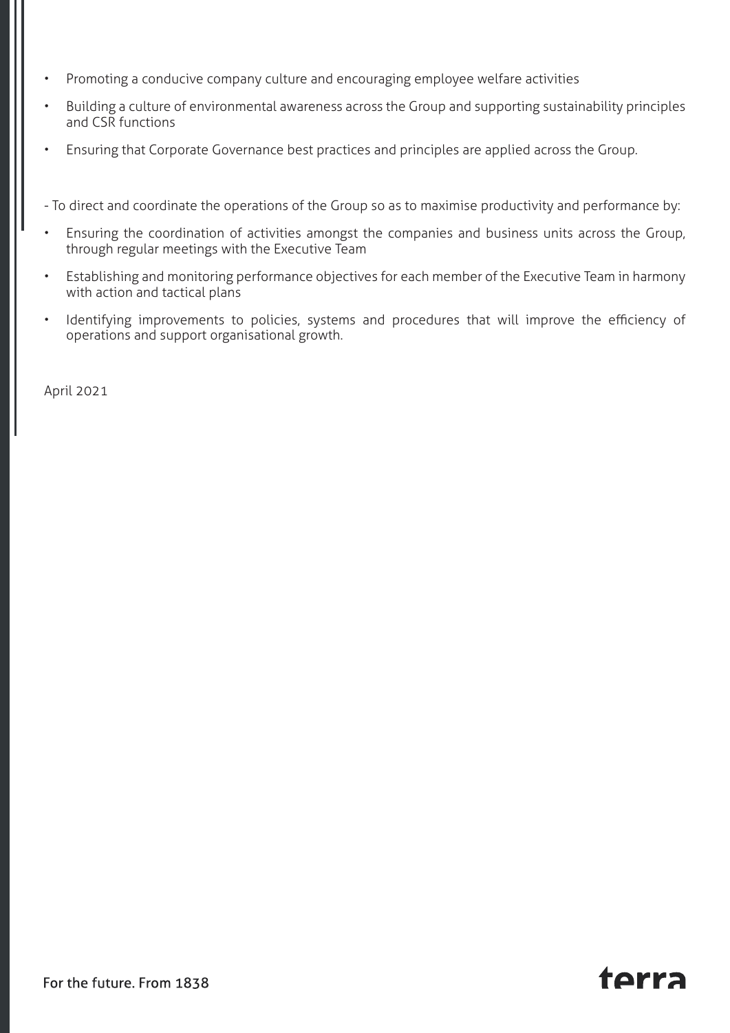- Promoting a conducive company culture and encouraging employee welfare activities
- Building a culture of environmental awareness across the Group and supporting sustainability principles and CSR functions
- Ensuring that Corporate Governance best practices and principles are applied across the Group.

- To direct and coordinate the operations of the Group so as to maximise productivity and performance by:

- Ensuring the coordination of activities amongst the companies and business units across the Group, through regular meetings with the Executive Team
- Establishing and monitoring performance objectives for each member of the Executive Team in harmony with action and tactical plans
- Identifying improvements to policies, systems and procedures that will improve the efficiency of operations and support organisational growth.

April 2021